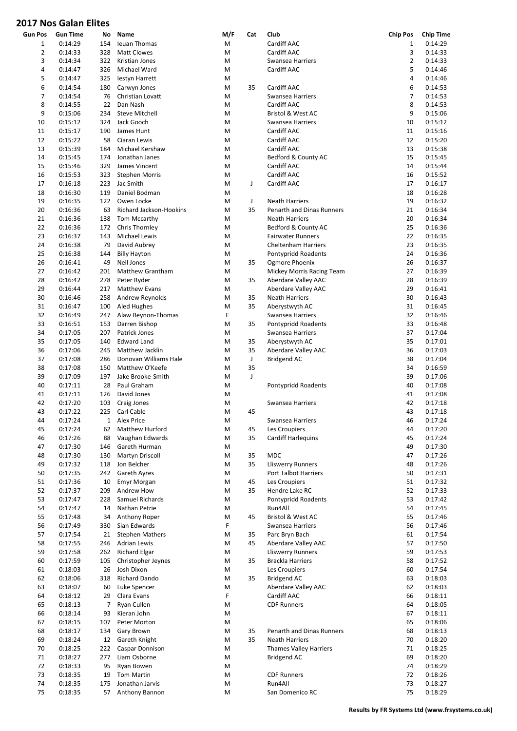# 2017 Nos Galan Elites

| Gun Pos | Gun Time | No | Name | M/F | Cat | Club | Chip Pos | Chip Time |
|---|---|---|---|---|---|---|---|---|
| 1 | 0:14:29 | 154 | Ieuan Thomas | M | | Cardiff AAC | 1 | 0:14:29 |
| 2 | 0:14:33 | 328 | Matt Clowes | M | | Cardiff AAC | 3 | 0:14:33 |
| 3 | 0:14:34 | 322 | Kristian Jones | M | | Swansea Harriers | 2 | 0:14:33 |
| 4 | 0:14:47 | 326 | Michael Ward | M | | Cardiff AAC | 5 | 0:14:46 |
| 5 | 0:14:47 | 325 | Iestyn Harrett | M | | | 4 | 0:14:46 |
| 6 | 0:14:54 | 180 | Carwyn Jones | M | 35 | Cardiff AAC | 6 | 0:14:53 |
| 7 | 0:14:54 | 76 | Christian Lovatt | M | | Swansea Harriers | 7 | 0:14:53 |
| 8 | 0:14:55 | 22 | Dan Nash | M | | Cardiff AAC | 8 | 0:14:53 |
| 9 | 0:15:06 | 234 | Steve Mitchell | M | | Bristol & West AC | 9 | 0:15:06 |
| 10 | 0:15:12 | 324 | Jack Gooch | M | | Swansea Harriers | 10 | 0:15:12 |
| 11 | 0:15:17 | 190 | James Hunt | M | | Cardiff AAC | 11 | 0:15:16 |
| 12 | 0:15:22 | 58 | Ciaran Lewis | M | | Cardiff AAC | 12 | 0:15:20 |
| 13 | 0:15:39 | 184 | Michael Kershaw | M | | Cardiff AAC | 13 | 0:15:38 |
| 14 | 0:15:45 | 174 | Jonathan Janes | M | | Bedford & County AC | 15 | 0:15:45 |
| 15 | 0:15:46 | 329 | James Vincent | M | | Cardiff AAC | 14 | 0:15:44 |
| 16 | 0:15:53 | 323 | Stephen Morris | M | | Cardiff AAC | 16 | 0:15:52 |
| 17 | 0:16:18 | 223 | Jac Smith | M | J | Cardiff AAC | 17 | 0:16:17 |
| 18 | 0:16:30 | 119 | Daniel Bodman | M | | | 18 | 0:16:28 |
| 19 | 0:16:35 | 122 | Owen Locke | M | J | Neath Harriers | 19 | 0:16:32 |
| 20 | 0:16:36 | 63 | Richard Jackson-Hookins | M | 35 | Penarth and Dinas Runners | 21 | 0:16:34 |
| 21 | 0:16:36 | 138 | Tom Mccarthy | M | | Neath Harriers | 20 | 0:16:34 |
| 22 | 0:16:36 | 172 | Chris Thornley | M | | Bedford & County AC | 25 | 0:16:36 |
| 23 | 0:16:37 | 143 | Michael Lewis | M | | Fairwater Runners | 22 | 0:16:35 |
| 24 | 0:16:38 | 79 | David Aubrey | M | | Cheltenham Harriers | 23 | 0:16:35 |
| 25 | 0:16:38 | 144 | Billy Hayton | M | | Pontypridd Roadents | 24 | 0:16:36 |
| 26 | 0:16:41 | 49 | Neil Jones | M | 35 | Ogmore Phoenix | 26 | 0:16:37 |
| 27 | 0:16:42 | 201 | Matthew Grantham | M | | Mickey Morris Racing Team | 27 | 0:16:39 |
| 28 | 0:16:42 | 278 | Peter Ryder | M | 35 | Aberdare Valley AAC | 28 | 0:16:39 |
| 29 | 0:16:44 | 217 | Matthew Evans | M | | Aberdare Valley AAC | 29 | 0:16:41 |
| 30 | 0:16:46 | 258 | Andrew Reynolds | M | 35 | Neath Harriers | 30 | 0:16:43 |
| 31 | 0:16:47 | 100 | Aled Hughes | M | 35 | Aberystwyth AC | 31 | 0:16:45 |
| 32 | 0:16:49 | 247 | Alaw Beynon-Thomas | F | | Swansea Harriers | 32 | 0:16:46 |
| 33 | 0:16:51 | 153 | Darren Bishop | M | 35 | Pontypridd Roadents | 33 | 0:16:48 |
| 34 | 0:17:05 | 207 | Patrick Jones | M | | Swansea Harriers | 37 | 0:17:04 |
| 35 | 0:17:05 | 140 | Edward Land | M | 35 | Aberystwyth AC | 35 | 0:17:01 |
| 36 | 0:17:06 | 245 | Matthew Jacklin | M | 35 | Aberdare Valley AAC | 36 | 0:17:03 |
| 37 | 0:17:08 | 286 | Donovan Williams Hale | M | J | Bridgend AC | 38 | 0:17:04 |
| 38 | 0:17:08 | 150 | Matthew O'Keefe | M | 35 | | 34 | 0:16:59 |
| 39 | 0:17:09 | 197 | Jake Brooke-Smith | M | J | | 39 | 0:17:06 |
| 40 | 0:17:11 | 28 | Paul Graham | M | | Pontypridd Roadents | 40 | 0:17:08 |
| 41 | 0:17:11 | 126 | David Jones | M | | | 41 | 0:17:08 |
| 42 | 0:17:20 | 103 | Craig Jones | M | | Swansea Harriers | 42 | 0:17:18 |
| 43 | 0:17:22 | 225 | Carl Cable | M | 45 | | 43 | 0:17:18 |
| 44 | 0:17:24 | 1 | Alex Price | M | | Swansea Harriers | 46 | 0:17:24 |
| 45 | 0:17:24 | 62 | Matthew Hurford | M | 45 | Les Croupiers | 44 | 0:17:20 |
| 46 | 0:17:26 | 88 | Vaughan Edwards | M | 35 | Cardiff Harlequins | 45 | 0:17:24 |
| 47 | 0:17:30 | 146 | Gareth Hurman | M | | | 49 | 0:17:30 |
| 48 | 0:17:30 | 130 | Martyn Driscoll | M | 35 | MDC | 47 | 0:17:26 |
| 49 | 0:17:32 | 118 | Jon Belcher | M | 35 | Lliswerry Runners | 48 | 0:17:26 |
| 50 | 0:17:35 | 242 | Gareth Ayres | M | | Port Talbot Harriers | 50 | 0:17:31 |
| 51 | 0:17:36 | 10 | Emyr Morgan | M | 45 | Les Croupiers | 51 | 0:17:32 |
| 52 | 0:17:37 | 209 | Andrew How | M | 35 | Hendre Lake RC | 52 | 0:17:33 |
| 53 | 0:17:47 | 228 | Samuel Richards | M | | Pontypridd Roadents | 53 | 0:17:42 |
| 54 | 0:17:47 | 14 | Nathan Petrie | M | | Run4All | 54 | 0:17:45 |
| 55 | 0:17:48 | 34 | Anthony Roper | M | 45 | Bristol & West AC | 55 | 0:17:46 |
| 56 | 0:17:49 | 330 | Sian Edwards | F | | Swansea Harriers | 56 | 0:17:46 |
| 57 | 0:17:54 | 21 | Stephen Mathers | M | 35 | Parc Bryn Bach | 61 | 0:17:54 |
| 58 | 0:17:55 | 246 | Adrian Lewis | M | 45 | Aberdare Valley AAC | 57 | 0:17:50 |
| 59 | 0:17:58 | 262 | Richard Elgar | M | | Lliswerry Runners | 59 | 0:17:53 |
| 60 | 0:17:59 | 105 | Christopher Jeynes | M | 35 | Brackla Harriers | 58 | 0:17:52 |
| 61 | 0:18:03 | 26 | Josh Dixon | M | | Les Croupiers | 60 | 0:17:54 |
| 62 | 0:18:06 | 318 | Richard Dando | M | 35 | Bridgend AC | 63 | 0:18:03 |
| 63 | 0:18:07 | 60 | Luke Spencer | M | | Aberdare Valley AAC | 62 | 0:18:03 |
| 64 | 0:18:12 | 29 | Clara Evans | F | | Cardiff AAC | 66 | 0:18:11 |
| 65 | 0:18:13 | 7 | Ryan Cullen | M | | CDF Runners | 64 | 0:18:05 |
| 66 | 0:18:14 | 93 | Kieran John | M | | | 67 | 0:18:11 |
| 67 | 0:18:15 | 107 | Peter Morton | M | | | 65 | 0:18:06 |
| 68 | 0:18:17 | 134 | Gary Brown | M | 35 | Penarth and Dinas Runners | 68 | 0:18:13 |
| 69 | 0:18:24 | 12 | Gareth Knight | M | 35 | Neath Harriers | 70 | 0:18:20 |
| 70 | 0:18:25 | 222 | Caspar Donnison | M | | Thames Valley Harriers | 71 | 0:18:25 |
| 71 | 0:18:27 | 277 | Liam Osborne | M | | Bridgend AC | 69 | 0:18:20 |
| 72 | 0:18:33 | 95 | Ryan Bowen | M | | | 74 | 0:18:29 |
| 73 | 0:18:35 | 19 | Tom Martin | M | | CDF Runners | 72 | 0:18:26 |
| 74 | 0:18:35 | 175 | Jonathan Jarvis | M | | Run4All | 73 | 0:18:27 |
| 75 | 0:18:35 | 57 | Anthony Bannon | M | | San Domenico RC | 75 | 0:18:29 |

**Results by FR Systems Ltd (www.frsystems.co.uk)**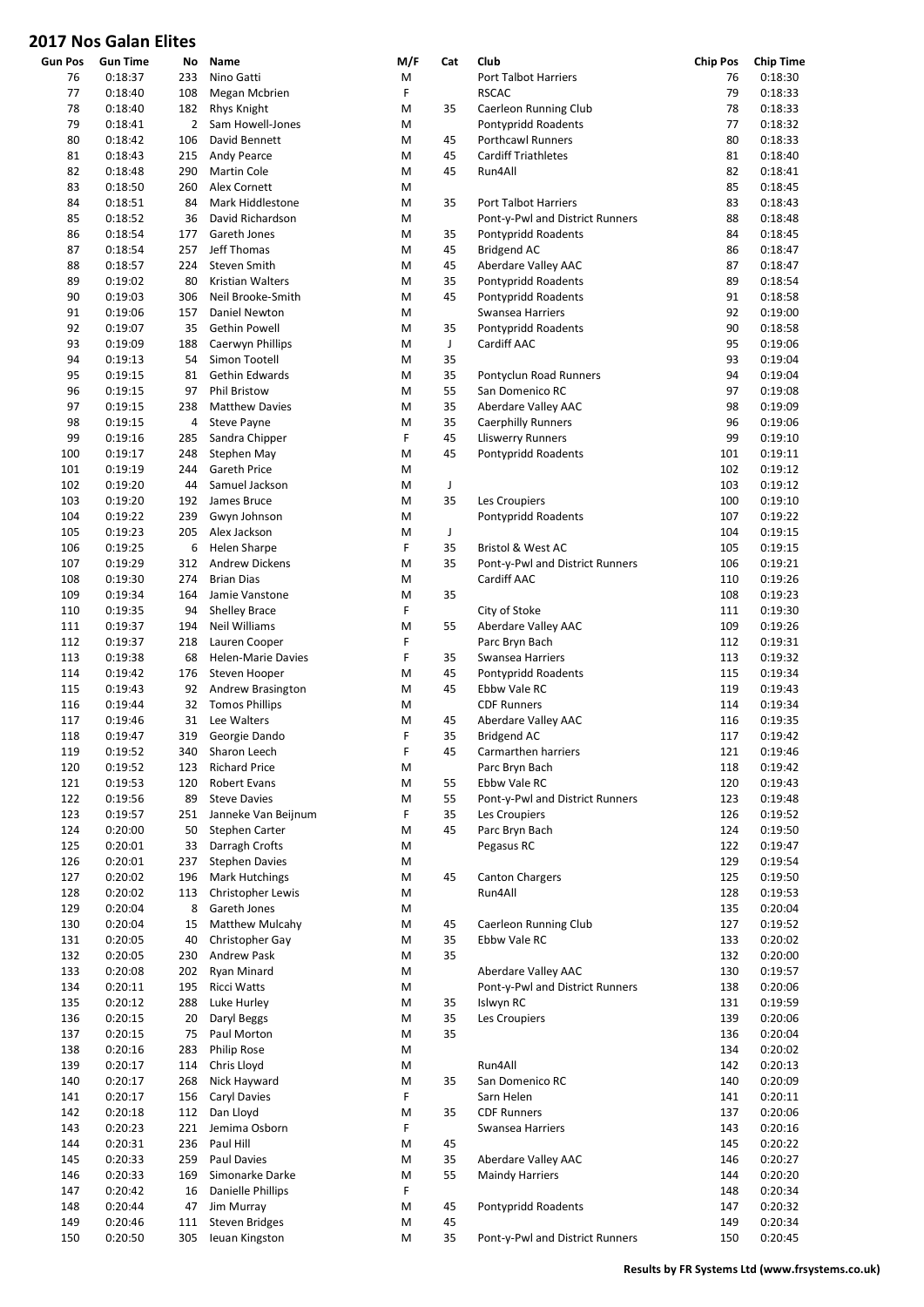## 2017 Nos Galan Elites

| Gun Pos | Gun Time | No | Name | M/F | Cat | Club | Chip Pos | Chip Time |
|---|---|---|---|---|---|---|---|---|
| 76 | 0:18:37 | 233 | Nino Gatti | M | | Port Talbot Harriers | 76 | 0:18:30 |
| 77 | 0:18:40 | 108 | Megan Mcbrien | F | | RSCAC | 79 | 0:18:33 |
| 78 | 0:18:40 | 182 | Rhys Knight | M | 35 | Caerleon Running Club | 78 | 0:18:33 |
| 79 | 0:18:41 | 2 | Sam Howell-Jones | M | | Pontypridd Roadents | 77 | 0:18:32 |
| 80 | 0:18:42 | 106 | David Bennett | M | 45 | Porthcawl Runners | 80 | 0:18:33 |
| 81 | 0:18:43 | 215 | Andy Pearce | M | 45 | Cardiff Triathletes | 81 | 0:18:40 |
| 82 | 0:18:48 | 290 | Martin Cole | M | 45 | Run4All | 82 | 0:18:41 |
| 83 | 0:18:50 | 260 | Alex Cornett | M | | | 85 | 0:18:45 |
| 84 | 0:18:51 | 84 | Mark Hiddlestone | M | 35 | Port Talbot Harriers | 83 | 0:18:43 |
| 85 | 0:18:52 | 36 | David Richardson | M | | Pont-y-Pwl and District Runners | 88 | 0:18:48 |
| 86 | 0:18:54 | 177 | Gareth Jones | M | 35 | Pontypridd Roadents | 84 | 0:18:45 |
| 87 | 0:18:54 | 257 | Jeff Thomas | M | 45 | Bridgend AC | 86 | 0:18:47 |
| 88 | 0:18:57 | 224 | Steven Smith | M | 45 | Aberdare Valley AAC | 87 | 0:18:47 |
| 89 | 0:19:02 | 80 | Kristian Walters | M | 35 | Pontypridd Roadents | 89 | 0:18:54 |
| 90 | 0:19:03 | 306 | Neil Brooke-Smith | M | 45 | Pontypridd Roadents | 91 | 0:18:58 |
| 91 | 0:19:06 | 157 | Daniel Newton | M | | Swansea Harriers | 92 | 0:19:00 |
| 92 | 0:19:07 | 35 | Gethin Powell | M | 35 | Pontypridd Roadents | 90 | 0:18:58 |
| 93 | 0:19:09 | 188 | Caerwyn Phillips | M | J | Cardiff AAC | 95 | 0:19:06 |
| 94 | 0:19:13 | 54 | Simon Tootell | M | 35 | | 93 | 0:19:04 |
| 95 | 0:19:15 | 81 | Gethin Edwards | M | 35 | Pontyclun Road Runners | 94 | 0:19:04 |
| 96 | 0:19:15 | 97 | Phil Bristow | M | 55 | San Domenico RC | 97 | 0:19:08 |
| 97 | 0:19:15 | 238 | Matthew Davies | M | 35 | Aberdare Valley AAC | 98 | 0:19:09 |
| 98 | 0:19:15 | 4 | Steve Payne | M | 35 | Caerphilly Runners | 96 | 0:19:06 |
| 99 | 0:19:16 | 285 | Sandra Chipper | F | 45 | Lliswerry Runners | 99 | 0:19:10 |
| 100 | 0:19:17 | 248 | Stephen May | M | 45 | Pontypridd Roadents | 101 | 0:19:11 |
| 101 | 0:19:19 | 244 | Gareth Price | M | | | 102 | 0:19:12 |
| 102 | 0:19:20 | 44 | Samuel Jackson | M | J | | 103 | 0:19:12 |
| 103 | 0:19:20 | 192 | James Bruce | M | 35 | Les Croupiers | 100 | 0:19:10 |
| 104 | 0:19:22 | 239 | Gwyn Johnson | M | | Pontypridd Roadents | 107 | 0:19:22 |
| 105 | 0:19:23 | 205 | Alex Jackson | M | J | | 104 | 0:19:15 |
| 106 | 0:19:25 | 6 | Helen Sharpe | F | 35 | Bristol & West AC | 105 | 0:19:15 |
| 107 | 0:19:29 | 312 | Andrew Dickens | M | 35 | Pont-y-Pwl and District Runners | 106 | 0:19:21 |
| 108 | 0:19:30 | 274 | Brian Dias | M | | Cardiff AAC | 110 | 0:19:26 |
| 109 | 0:19:34 | 164 | Jamie Vanstone | M | 35 | | 108 | 0:19:23 |
| 110 | 0:19:35 | 94 | Shelley Brace | F | | City of Stoke | 111 | 0:19:30 |
| 111 | 0:19:37 | 194 | Neil Williams | M | 55 | Aberdare Valley AAC | 109 | 0:19:26 |
| 112 | 0:19:37 | 218 | Lauren Cooper | F | | Parc Bryn Bach | 112 | 0:19:31 |
| 113 | 0:19:38 | 68 | Helen-Marie Davies | F | 35 | Swansea Harriers | 113 | 0:19:32 |
| 114 | 0:19:42 | 176 | Steven Hooper | M | 45 | Pontypridd Roadents | 115 | 0:19:34 |
| 115 | 0:19:43 | 92 | Andrew Brasington | M | 45 | Ebbw Vale RC | 119 | 0:19:43 |
| 116 | 0:19:44 | 32 | Tomos Phillips | M | | CDF Runners | 114 | 0:19:34 |
| 117 | 0:19:46 | 31 | Lee Walters | M | 45 | Aberdare Valley AAC | 116 | 0:19:35 |
| 118 | 0:19:47 | 319 | Georgie Dando | F | 35 | Bridgend AC | 117 | 0:19:42 |
| 119 | 0:19:52 | 340 | Sharon Leech | F | 45 | Carmarthen harriers | 121 | 0:19:46 |
| 120 | 0:19:52 | 123 | Richard Price | M | | Parc Bryn Bach | 118 | 0:19:42 |
| 121 | 0:19:53 | 120 | Robert Evans | M | 55 | Ebbw Vale RC | 120 | 0:19:43 |
| 122 | 0:19:56 | 89 | Steve Davies | M | 55 | Pont-y-Pwl and District Runners | 123 | 0:19:48 |
| 123 | 0:19:57 | 251 | Janneke Van Beijnum | F | 35 | Les Croupiers | 126 | 0:19:52 |
| 124 | 0:20:00 | 50 | Stephen Carter | M | 45 | Parc Bryn Bach | 124 | 0:19:50 |
| 125 | 0:20:01 | 33 | Darragh Crofts | M | | Pegasus RC | 122 | 0:19:47 |
| 126 | 0:20:01 | 237 | Stephen Davies | M | | | 129 | 0:19:54 |
| 127 | 0:20:02 | 196 | Mark Hutchings | M | 45 | Canton Chargers | 125 | 0:19:50 |
| 128 | 0:20:02 | 113 | Christopher Lewis | M | | Run4All | 128 | 0:19:53 |
| 129 | 0:20:04 | 8 | Gareth Jones | M | | | 135 | 0:20:04 |
| 130 | 0:20:04 | 15 | Matthew Mulcahy | M | 45 | Caerleon Running Club | 127 | 0:19:52 |
| 131 | 0:20:05 | 40 | Christopher Gay | M | 35 | Ebbw Vale RC | 133 | 0:20:02 |
| 132 | 0:20:05 | 230 | Andrew Pask | M | 35 | | 132 | 0:20:00 |
| 133 | 0:20:08 | 202 | Ryan Minard | M | | Aberdare Valley AAC | 130 | 0:19:57 |
| 134 | 0:20:11 | 195 | Ricci Watts | M | | Pont-y-Pwl and District Runners | 138 | 0:20:06 |
| 135 | 0:20:12 | 288 | Luke Hurley | M | 35 | Islwyn RC | 131 | 0:19:59 |
| 136 | 0:20:15 | 20 | Daryl Beggs | M | 35 | Les Croupiers | 139 | 0:20:06 |
| 137 | 0:20:15 | 75 | Paul Morton | M | 35 | | 136 | 0:20:04 |
| 138 | 0:20:16 | 283 | Philip Rose | M | | | 134 | 0:20:02 |
| 139 | 0:20:17 | 114 | Chris Lloyd | M | | Run4All | 142 | 0:20:13 |
| 140 | 0:20:17 | 268 | Nick Hayward | M | 35 | San Domenico RC | 140 | 0:20:09 |
| 141 | 0:20:17 | 156 | Caryl Davies | F | | Sarn Helen | 141 | 0:20:11 |
| 142 | 0:20:18 | 112 | Dan Lloyd | M | 35 | CDF Runners | 137 | 0:20:06 |
| 143 | 0:20:23 | 221 | Jemima Osborn | F | | Swansea Harriers | 143 | 0:20:16 |
| 144 | 0:20:31 | 236 | Paul Hill | M | 45 | | 145 | 0:20:22 |
| 145 | 0:20:33 | 259 | Paul Davies | M | 35 | Aberdare Valley AAC | 146 | 0:20:27 |
| 146 | 0:20:33 | 169 | Simonarke Darke | M | 55 | Maindy Harriers | 144 | 0:20:20 |
| 147 | 0:20:42 | 16 | Danielle Phillips | F | | | 148 | 0:20:34 |
| 148 | 0:20:44 | 47 | Jim Murray | M | 45 | Pontypridd Roadents | 147 | 0:20:32 |
| 149 | 0:20:46 | 111 | Steven Bridges | M | 45 | | 149 | 0:20:34 |
| 150 | 0:20:50 | 305 | Ieuan Kingston | M | 35 | Pont-y-Pwl and District Runners | 150 | 0:20:45 |

**Results by FR Systems Ltd (www.frsystems.co.uk)**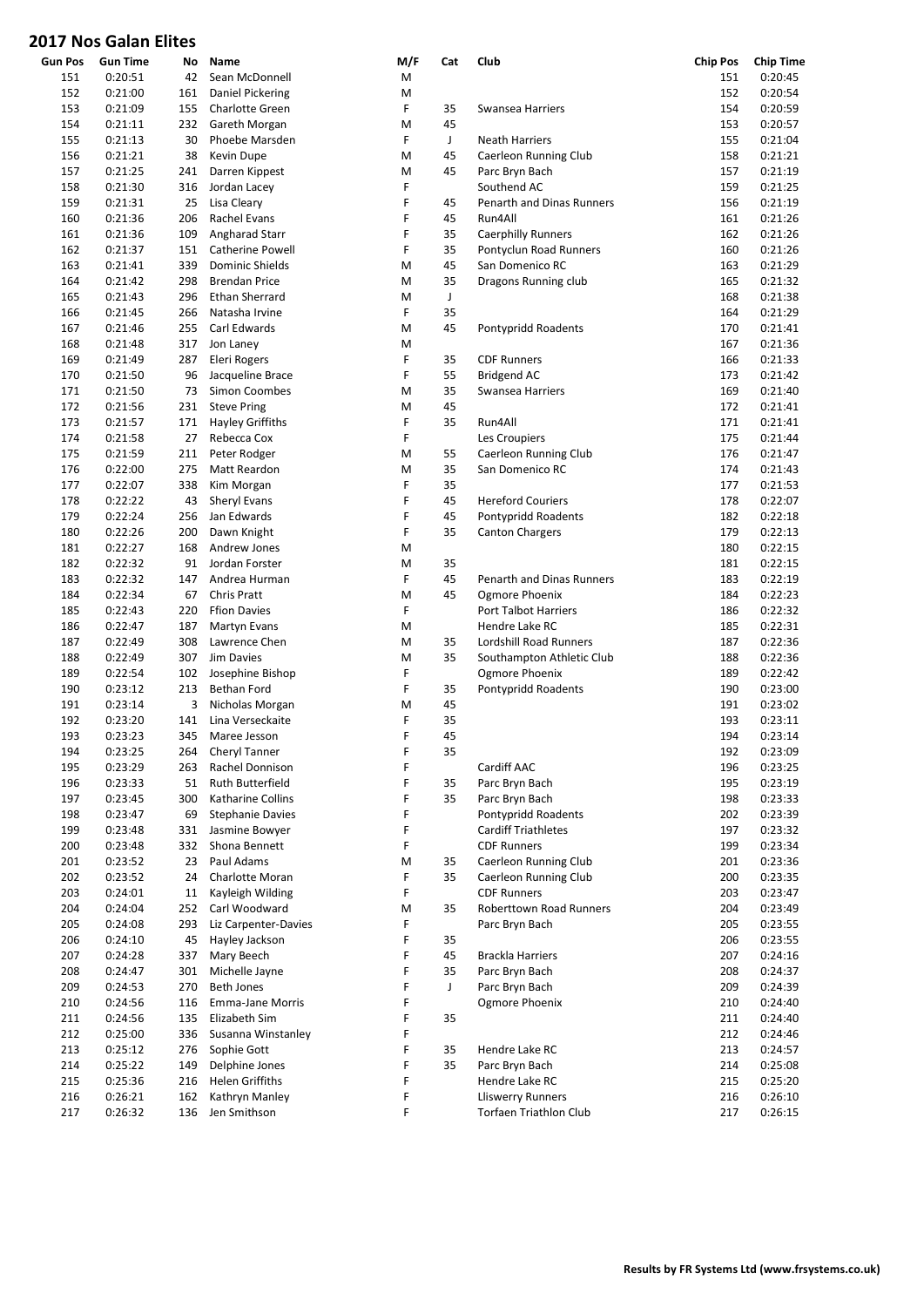# 2017 Nos Galan Elites

| Gun Pos | Gun Time | No | Name | M/F | Cat | Club | Chip Pos | Chip Time |
|---|---|---|---|---|---|---|---|---|
| 151 | 0:20:51 | 42 | Sean McDonnell | M | | | 151 | 0:20:45 |
| 152 | 0:21:00 | 161 | Daniel Pickering | M | | | 152 | 0:20:54 |
| 153 | 0:21:09 | 155 | Charlotte Green | F | 35 | Swansea Harriers | 154 | 0:20:59 |
| 154 | 0:21:11 | 232 | Gareth Morgan | M | 45 | | 153 | 0:20:57 |
| 155 | 0:21:13 | 30 | Phoebe Marsden | F | J | Neath Harriers | 155 | 0:21:04 |
| 156 | 0:21:21 | 38 | Kevin Dupe | M | 45 | Caerleon Running Club | 158 | 0:21:21 |
| 157 | 0:21:25 | 241 | Darren Kippest | M | 45 | Parc Bryn Bach | 157 | 0:21:19 |
| 158 | 0:21:30 | 316 | Jordan Lacey | F | | Southend AC | 159 | 0:21:25 |
| 159 | 0:21:31 | 25 | Lisa Cleary | F | 45 | Penarth and Dinas Runners | 156 | 0:21:19 |
| 160 | 0:21:36 | 206 | Rachel Evans | F | 45 | Run4All | 161 | 0:21:26 |
| 161 | 0:21:36 | 109 | Angharad Starr | F | 35 | Caerphilly Runners | 162 | 0:21:26 |
| 162 | 0:21:37 | 151 | Catherine Powell | F | 35 | Pontyclun Road Runners | 160 | 0:21:26 |
| 163 | 0:21:41 | 339 | Dominic Shields | M | 45 | San Domenico RC | 163 | 0:21:29 |
| 164 | 0:21:42 | 298 | Brendan Price | M | 35 | Dragons Running club | 165 | 0:21:32 |
| 165 | 0:21:43 | 296 | Ethan Sherrard | M | J | | 168 | 0:21:38 |
| 166 | 0:21:45 | 266 | Natasha Irvine | F | 35 | | 164 | 0:21:29 |
| 167 | 0:21:46 | 255 | Carl Edwards | M | 45 | Pontypridd Roadents | 170 | 0:21:41 |
| 168 | 0:21:48 | 317 | Jon Laney | M | | | 167 | 0:21:36 |
| 169 | 0:21:49 | 287 | Eleri Rogers | F | 35 | CDF Runners | 166 | 0:21:33 |
| 170 | 0:21:50 | 96 | Jacqueline Brace | F | 55 | Bridgend AC | 173 | 0:21:42 |
| 171 | 0:21:50 | 73 | Simon Coombes | M | 35 | Swansea Harriers | 169 | 0:21:40 |
| 172 | 0:21:56 | 231 | Steve Pring | M | 45 | | 172 | 0:21:41 |
| 173 | 0:21:57 | 171 | Hayley Griffiths | F | 35 | Run4All | 171 | 0:21:41 |
| 174 | 0:21:58 | 27 | Rebecca Cox | F | | Les Croupiers | 175 | 0:21:44 |
| 175 | 0:21:59 | 211 | Peter Rodger | M | 55 | Caerleon Running Club | 176 | 0:21:47 |
| 176 | 0:22:00 | 275 | Matt Reardon | M | 35 | San Domenico RC | 174 | 0:21:43 |
| 177 | 0:22:07 | 338 | Kim Morgan | F | 35 | | 177 | 0:21:53 |
| 178 | 0:22:22 | 43 | Sheryl Evans | F | 45 | Hereford Couriers | 178 | 0:22:07 |
| 179 | 0:22:24 | 256 | Jan Edwards | F | 45 | Pontypridd Roadents | 182 | 0:22:18 |
| 180 | 0:22:26 | 200 | Dawn Knight | F | 35 | Canton Chargers | 179 | 0:22:13 |
| 181 | 0:22:27 | 168 | Andrew Jones | M | | | 180 | 0:22:15 |
| 182 | 0:22:32 | 91 | Jordan Forster | M | 35 | | 181 | 0:22:15 |
| 183 | 0:22:32 | 147 | Andrea Hurman | F | 45 | Penarth and Dinas Runners | 183 | 0:22:19 |
| 184 | 0:22:34 | 67 | Chris Pratt | M | 45 | Ogmore Phoenix | 184 | 0:22:23 |
| 185 | 0:22:43 | 220 | Ffion Davies | F | | Port Talbot Harriers | 186 | 0:22:32 |
| 186 | 0:22:47 | 187 | Martyn Evans | M | | Hendre Lake RC | 185 | 0:22:31 |
| 187 | 0:22:49 | 308 | Lawrence Chen | M | 35 | Lordshill Road Runners | 187 | 0:22:36 |
| 188 | 0:22:49 | 307 | Jim Davies | M | 35 | Southampton Athletic Club | 188 | 0:22:36 |
| 189 | 0:22:54 | 102 | Josephine Bishop | F | | Ogmore Phoenix | 189 | 0:22:42 |
| 190 | 0:23:12 | 213 | Bethan Ford | F | 35 | Pontypridd Roadents | 190 | 0:23:00 |
| 191 | 0:23:14 | 3 | Nicholas Morgan | M | 45 | | 191 | 0:23:02 |
| 192 | 0:23:20 | 141 | Lina Verseckaite | F | 35 | | 193 | 0:23:11 |
| 193 | 0:23:23 | 345 | Maree Jesson | F | 45 | | 194 | 0:23:14 |
| 194 | 0:23:25 | 264 | Cheryl Tanner | F | 35 | | 192 | 0:23:09 |
| 195 | 0:23:29 | 263 | Rachel Donnison | F | | Cardiff AAC | 196 | 0:23:25 |
| 196 | 0:23:33 | 51 | Ruth Butterfield | F | 35 | Parc Bryn Bach | 195 | 0:23:19 |
| 197 | 0:23:45 | 300 | Katharine Collins | F | 35 | Parc Bryn Bach | 198 | 0:23:33 |
| 198 | 0:23:47 | 69 | Stephanie Davies | F | | Pontypridd Roadents | 202 | 0:23:39 |
| 199 | 0:23:48 | 331 | Jasmine Bowyer | F | | Cardiff Triathletes | 197 | 0:23:32 |
| 200 | 0:23:48 | 332 | Shona Bennett | F | | CDF Runners | 199 | 0:23:34 |
| 201 | 0:23:52 | 23 | Paul Adams | M | 35 | Caerleon Running Club | 201 | 0:23:36 |
| 202 | 0:23:52 | 24 | Charlotte Moran | F | 35 | Caerleon Running Club | 200 | 0:23:35 |
| 203 | 0:24:01 | 11 | Kayleigh Wilding | F | | CDF Runners | 203 | 0:23:47 |
| 204 | 0:24:04 | 252 | Carl Woodward | M | 35 | Roberttown Road Runners | 204 | 0:23:49 |
| 205 | 0:24:08 | 293 | Liz Carpenter-Davies | F | | Parc Bryn Bach | 205 | 0:23:55 |
| 206 | 0:24:10 | 45 | Hayley Jackson | F | 35 | | 206 | 0:23:55 |
| 207 | 0:24:28 | 337 | Mary Beech | F | 45 | Brackla Harriers | 207 | 0:24:16 |
| 208 | 0:24:47 | 301 | Michelle Jayne | F | 35 | Parc Bryn Bach | 208 | 0:24:37 |
| 209 | 0:24:53 | 270 | Beth Jones | F | J | Parc Bryn Bach | 209 | 0:24:39 |
| 210 | 0:24:56 | 116 | Emma-Jane Morris | F | | Ogmore Phoenix | 210 | 0:24:40 |
| 211 | 0:24:56 | 135 | Elizabeth Sim | F | 35 | | 211 | 0:24:40 |
| 212 | 0:25:00 | 336 | Susanna Winstanley | F | | | 212 | 0:24:46 |
| 213 | 0:25:12 | 276 | Sophie Gott | F | 35 | Hendre Lake RC | 213 | 0:24:57 |
| 214 | 0:25:22 | 149 | Delphine Jones | F | 35 | Parc Bryn Bach | 214 | 0:25:08 |
| 215 | 0:25:36 | 216 | Helen Griffiths | F | | Hendre Lake RC | 215 | 0:25:20 |
| 216 | 0:26:21 | 162 | Kathryn Manley | F | | Lliswerry Runners | 216 | 0:26:10 |
| 217 | 0:26:32 | 136 | Jen Smithson | F | | Torfaen Triathlon Club | 217 | 0:26:15 |

**Results by FR Systems Ltd (www.frsystems.co.uk)**